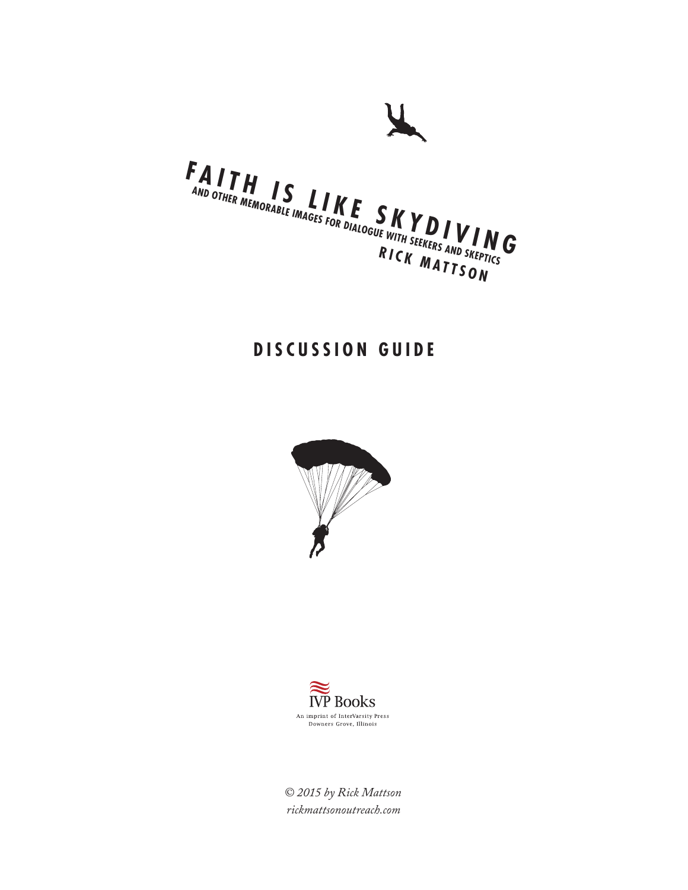# FAITH IS LIKE SKYDIVING

## AND OTHER MEMORABLE IMAGES FOR DIALOGUE WITH SEEKERS AND SKEPTICS

RICK MATTSON

## DISCUSSION GUIDE

IVP Books
An imprint of InterVarsity Press
Downers Grove, Illinois

*© 2015 by Rick Mattson*
*rickmattsonoutreach.com*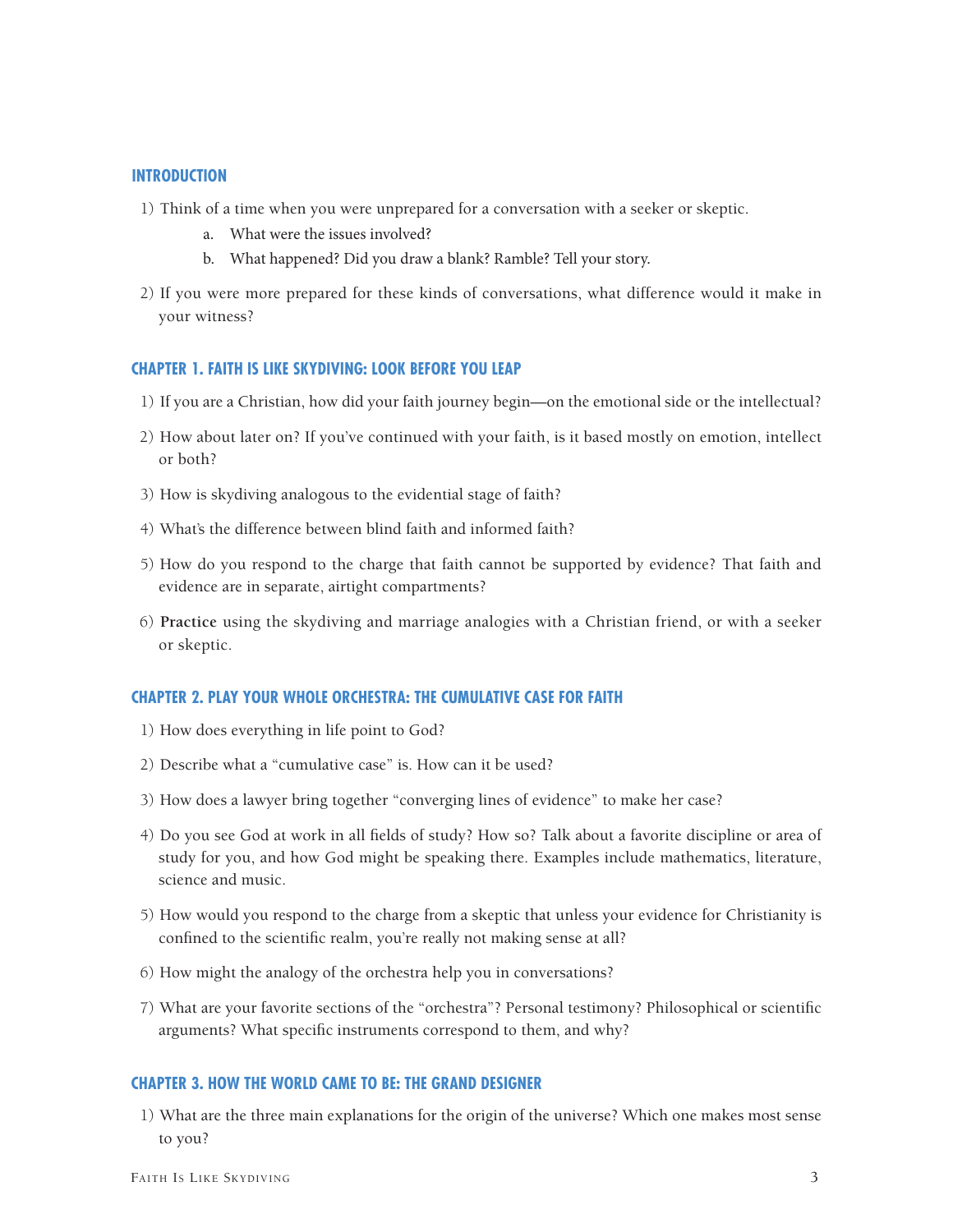## INTRODUCTION

1) Think of a time when you were unprepared for a conversation with a seeker or skeptic.
    a. What were the issues involved?
    b. What happened? Did you draw a blank? Ramble? Tell your story.
2) If you were more prepared for these kinds of conversations, what difference would it make in your witness?

## CHAPTER 1. FAITH IS LIKE SKYDIVING: LOOK BEFORE YOU LEAP

1) If you are a Christian, how did your faith journey begin—on the emotional side or the intellectual?
2) How about later on? If you've continued with your faith, is it based mostly on emotion, intellect or both?
3) How is skydiving analogous to the evidential stage of faith?
4) What's the difference between blind faith and informed faith?
5) How do you respond to the charge that faith cannot be supported by evidence? That faith and evidence are in separate, airtight compartments?
6) **Practice** using the skydiving and marriage analogies with a Christian friend, or with a seeker or skeptic.

## CHAPTER 2. PLAY YOUR WHOLE ORCHESTRA: THE CUMULATIVE CASE FOR FAITH

1) How does everything in life point to God?
2) Describe what a "cumulative case" is. How can it be used?
3) How does a lawyer bring together "converging lines of evidence" to make her case?
4) Do you see God at work in all fields of study? How so? Talk about a favorite discipline or area of study for you, and how God might be speaking there. Examples include mathematics, literature, science and music.
5) How would you respond to the charge from a skeptic that unless your evidence for Christianity is confined to the scientific realm, you're really not making sense at all?
6) How might the analogy of the orchestra help you in conversations?
7) What are your favorite sections of the "orchestra"? Personal testimony? Philosophical or scientific arguments? What specific instruments correspond to them, and why?

## CHAPTER 3. HOW THE WORLD CAME TO BE: THE GRAND DESIGNER

1) What are the three main explanations for the origin of the universe? Which one makes most sense to you?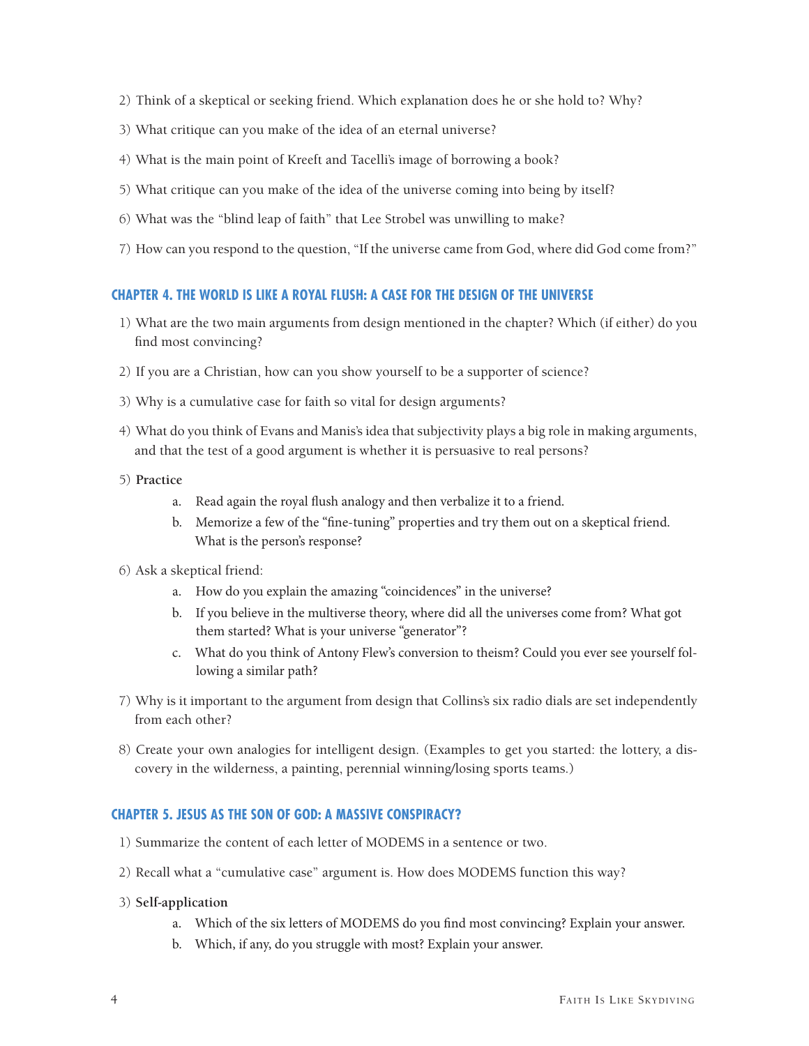2) Think of a skeptical or seeking friend. Which explanation does he or she hold to? Why?

3) What critique can you make of the idea of an eternal universe?

4) What is the main point of Kreeft and Tacelli's image of borrowing a book?

5) What critique can you make of the idea of the universe coming into being by itself?

6) What was the "blind leap of faith" that Lee Strobel was unwilling to make?

7) How can you respond to the question, "If the universe came from God, where did God come from?"

### CHAPTER 4. THE WORLD IS LIKE A ROYAL FLUSH: A CASE FOR THE DESIGN OF THE UNIVERSE

1) What are the two main arguments from design mentioned in the chapter? Which (if either) do you find most convincing?

2) If you are a Christian, how can you show yourself to be a supporter of science?

3) Why is a cumulative case for faith so vital for design arguments?

4) What do you think of Evans and Manis's idea that subjectivity plays a big role in making arguments, and that the test of a good argument is whether it is persuasive to real persons?

5) **Practice**
   a. Read again the royal flush analogy and then verbalize it to a friend.
   b. Memorize a few of the "fine-tuning" properties and try them out on a skeptical friend. What is the person's response?

6) Ask a skeptical friend:
   a. How do you explain the amazing "coincidences" in the universe?
   b. If you believe in the multiverse theory, where did all the universes come from? What got them started? What is your universe "generator"?
   c. What do you think of Antony Flew's conversion to theism? Could you ever see yourself following a similar path?

7) Why is it important to the argument from design that Collins's six radio dials are set independently from each other?

8) Create your own analogies for intelligent design. (Examples to get you started: the lottery, a discovery in the wilderness, a painting, perennial winning/losing sports teams.)

### CHAPTER 5. JESUS AS THE SON OF GOD: A MASSIVE CONSPIRACY?

1) Summarize the content of each letter of MODEMS in a sentence or two.

2) Recall what a "cumulative case" argument is. How does MODEMS function this way?

3) **Self-application**
   a. Which of the six letters of MODEMS do you find most convincing? Explain your answer.
   b. Which, if any, do you struggle with most? Explain your answer.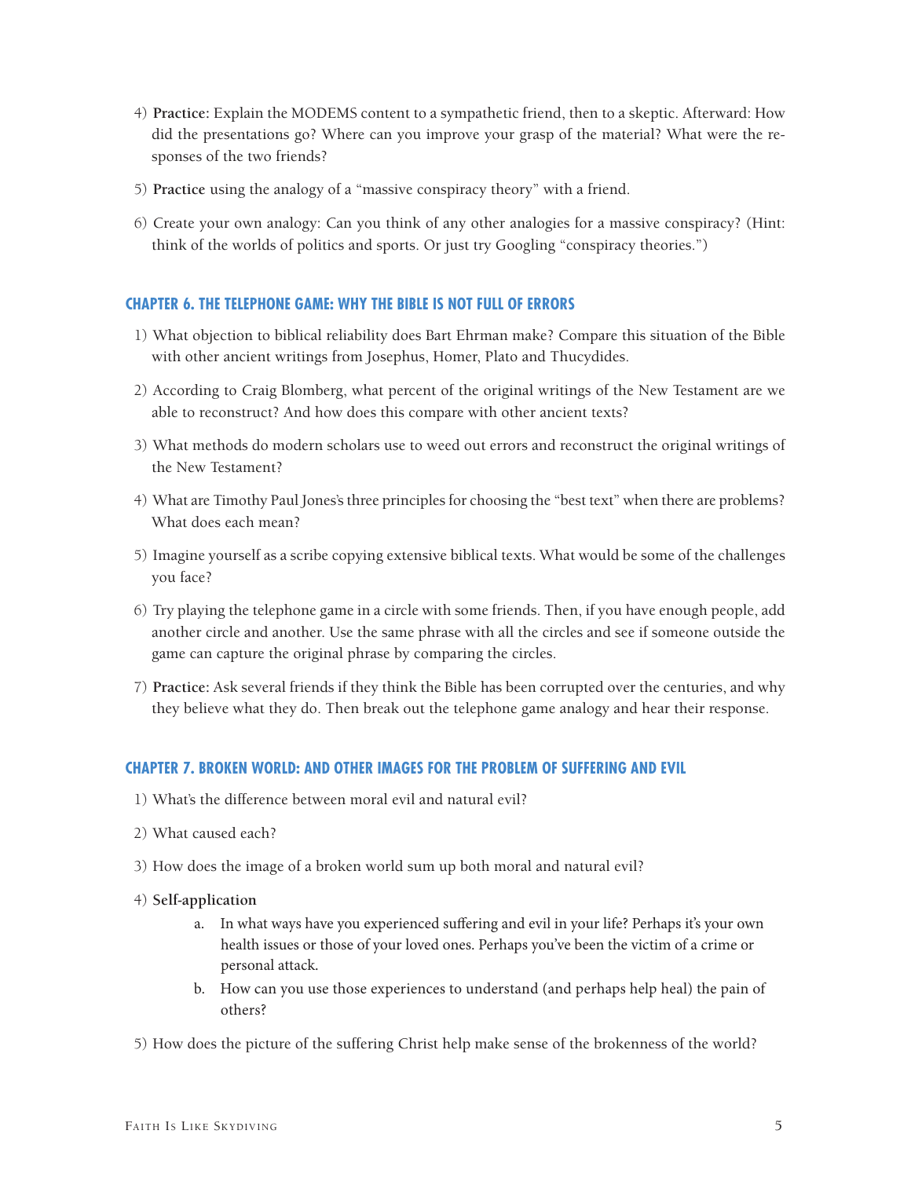4) **Practice:** Explain the MODEMS content to a sympathetic friend, then to a skeptic. Afterward: How did the presentations go? Where can you improve your grasp of the material? What were the responses of the two friends?

5) **Practice** using the analogy of a "massive conspiracy theory" with a friend.

6) Create your own analogy: Can you think of any other analogies for a massive conspiracy? (Hint: think of the worlds of politics and sports. Or just try Googling "conspiracy theories.")

## CHAPTER 6. THE TELEPHONE GAME: WHY THE BIBLE IS NOT FULL OF ERRORS

1) What objection to biblical reliability does Bart Ehrman make? Compare this situation of the Bible with other ancient writings from Josephus, Homer, Plato and Thucydides.

2) According to Craig Blomberg, what percent of the original writings of the New Testament are we able to reconstruct? And how does this compare with other ancient texts?

3) What methods do modern scholars use to weed out errors and reconstruct the original writings of the New Testament?

4) What are Timothy Paul Jones's three principles for choosing the "best text" when there are problems? What does each mean?

5) Imagine yourself as a scribe copying extensive biblical texts. What would be some of the challenges you face?

6) Try playing the telephone game in a circle with some friends. Then, if you have enough people, add another circle and another. Use the same phrase with all the circles and see if someone outside the game can capture the original phrase by comparing the circles.

7) **Practice:** Ask several friends if they think the Bible has been corrupted over the centuries, and why they believe what they do. Then break out the telephone game analogy and hear their response.

## CHAPTER 7. BROKEN WORLD: AND OTHER IMAGES FOR THE PROBLEM OF SUFFERING AND EVIL

1) What's the difference between moral evil and natural evil?

2) What caused each?

3) How does the image of a broken world sum up both moral and natural evil?

4) **Self-application**
    a. In what ways have you experienced suffering and evil in your life? Perhaps it's your own health issues or those of your loved ones. Perhaps you've been the victim of a crime or personal attack.
    b. How can you use those experiences to understand (and perhaps help heal) the pain of others?

5) How does the picture of the suffering Christ help make sense of the brokenness of the world?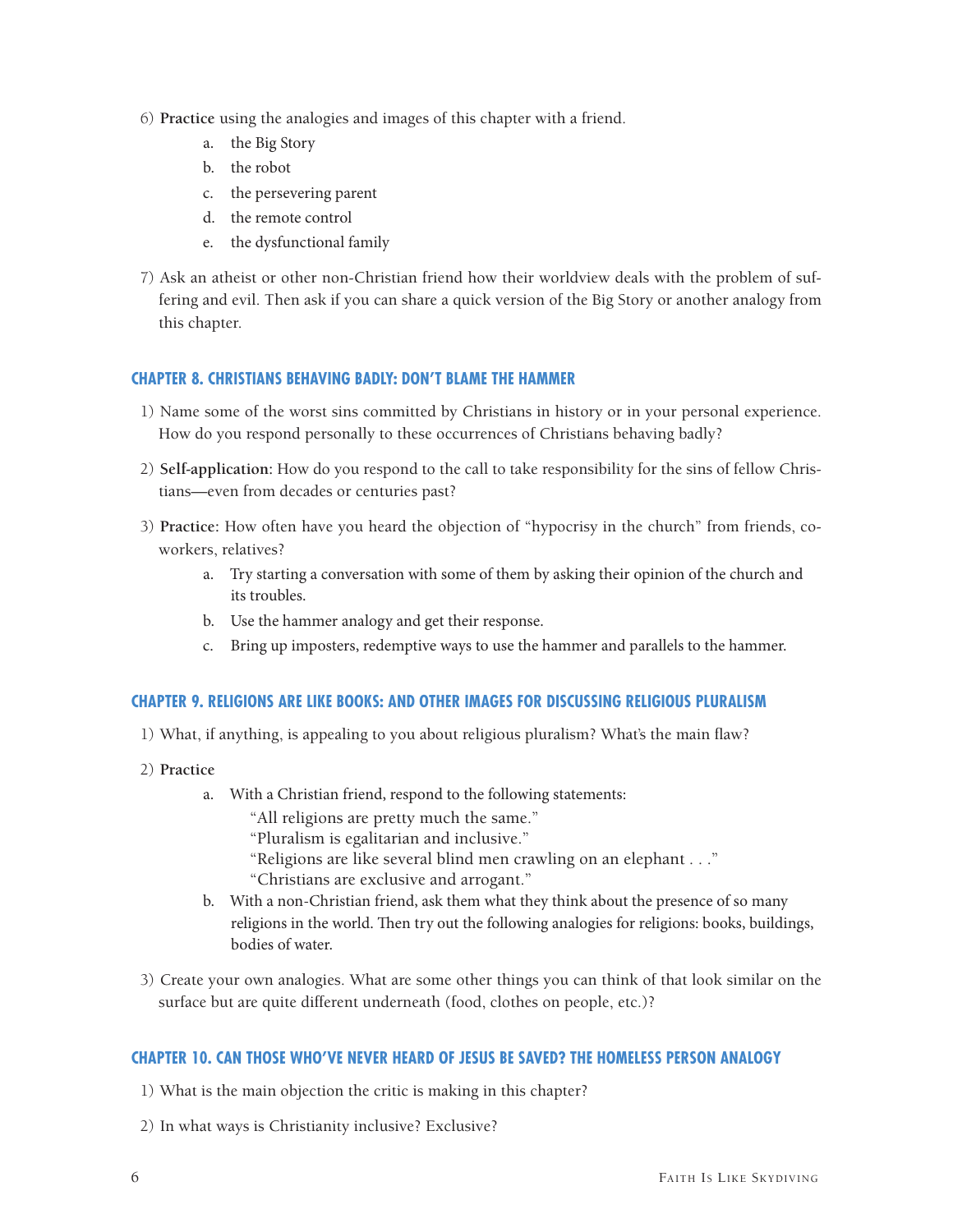6) **Practice** using the analogies and images of this chapter with a friend.
   a. the Big Story
   b. the robot
   c. the persevering parent
   d. the remote control
   e. the dysfunctional family

7) Ask an atheist or other non-Christian friend how their worldview deals with the problem of suffering and evil. Then ask if you can share a quick version of the Big Story or another analogy from this chapter.

### CHAPTER 8. CHRISTIANS BEHAVING BADLY: DON'T BLAME THE HAMMER

1) Name some of the worst sins committed by Christians in history or in your personal experience. How do you respond personally to these occurrences of Christians behaving badly?

2) **Self-application**: How do you respond to the call to take responsibility for the sins of fellow Christians—even from decades or centuries past?

3) **Practice**: How often have you heard the objection of "hypocrisy in the church" from friends, co-workers, relatives?
   a. Try starting a conversation with some of them by asking their opinion of the church and its troubles.
   b. Use the hammer analogy and get their response.
   c. Bring up imposters, redemptive ways to use the hammer and parallels to the hammer.

### CHAPTER 9. RELIGIONS ARE LIKE BOOKS: AND OTHER IMAGES FOR DISCUSSING RELIGIOUS PLURALISM

1) What, if anything, is appealing to you about religious pluralism? What's the main flaw?

2) **Practice**
   a. With a Christian friend, respond to the following statements:
      "All religions are pretty much the same."
      "Pluralism is egalitarian and inclusive."
      "Religions are like several blind men crawling on an elephant . . ."
      "Christians are exclusive and arrogant."
   b. With a non-Christian friend, ask them what they think about the presence of so many religions in the world. Then try out the following analogies for religions: books, buildings, bodies of water.

3) Create your own analogies. What are some other things you can think of that look similar on the surface but are quite different underneath (food, clothes on people, etc.)?

### CHAPTER 10. CAN THOSE WHO'VE NEVER HEARD OF JESUS BE SAVED? THE HOMELESS PERSON ANALOGY

1) What is the main objection the critic is making in this chapter?

2) In what ways is Christianity inclusive? Exclusive?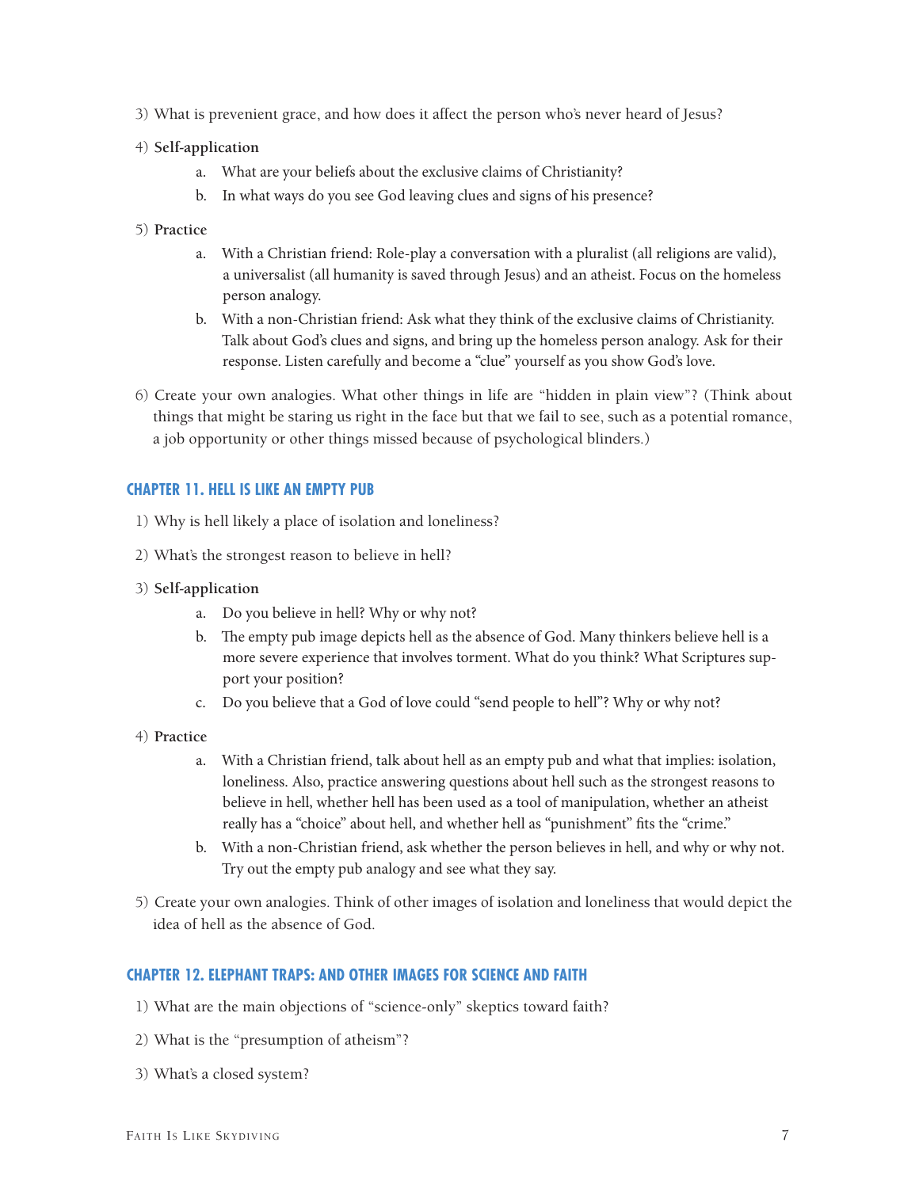3) What is prevenient grace, and how does it affect the person who's never heard of Jesus?

4) **Self-application**
    a. What are your beliefs about the exclusive claims of Christianity?
    b. In what ways do you see God leaving clues and signs of his presence?

5) **Practice**
    a. With a Christian friend: Role-play a conversation with a pluralist (all religions are valid), a universalist (all humanity is saved through Jesus) and an atheist. Focus on the homeless person analogy.
    b. With a non-Christian friend: Ask what they think of the exclusive claims of Christianity. Talk about God's clues and signs, and bring up the homeless person analogy. Ask for their response. Listen carefully and become a "clue" yourself as you show God's love.

6) Create your own analogies. What other things in life are "hidden in plain view"? (Think about things that might be staring us right in the face but that we fail to see, such as a potential romance, a job opportunity or other things missed because of psychological blinders.)

### CHAPTER 11. HELL IS LIKE AN EMPTY PUB

1) Why is hell likely a place of isolation and loneliness?

2) What's the strongest reason to believe in hell?

3) **Self-application**
    a. Do you believe in hell? Why or why not?
    b. The empty pub image depicts hell as the absence of God. Many thinkers believe hell is a more severe experience that involves torment. What do you think? What Scriptures support your position?
    c. Do you believe that a God of love could "send people to hell"? Why or why not?

4) **Practice**
    a. With a Christian friend, talk about hell as an empty pub and what that implies: isolation, loneliness. Also, practice answering questions about hell such as the strongest reasons to believe in hell, whether hell has been used as a tool of manipulation, whether an atheist really has a "choice" about hell, and whether hell as "punishment" fits the "crime."
    b. With a non-Christian friend, ask whether the person believes in hell, and why or why not. Try out the empty pub analogy and see what they say.

5) Create your own analogies. Think of other images of isolation and loneliness that would depict the idea of hell as the absence of God.

### CHAPTER 12. ELEPHANT TRAPS: AND OTHER IMAGES FOR SCIENCE AND FAITH

1) What are the main objections of "science-only" skeptics toward faith?

2) What is the "presumption of atheism"?

3) What's a closed system?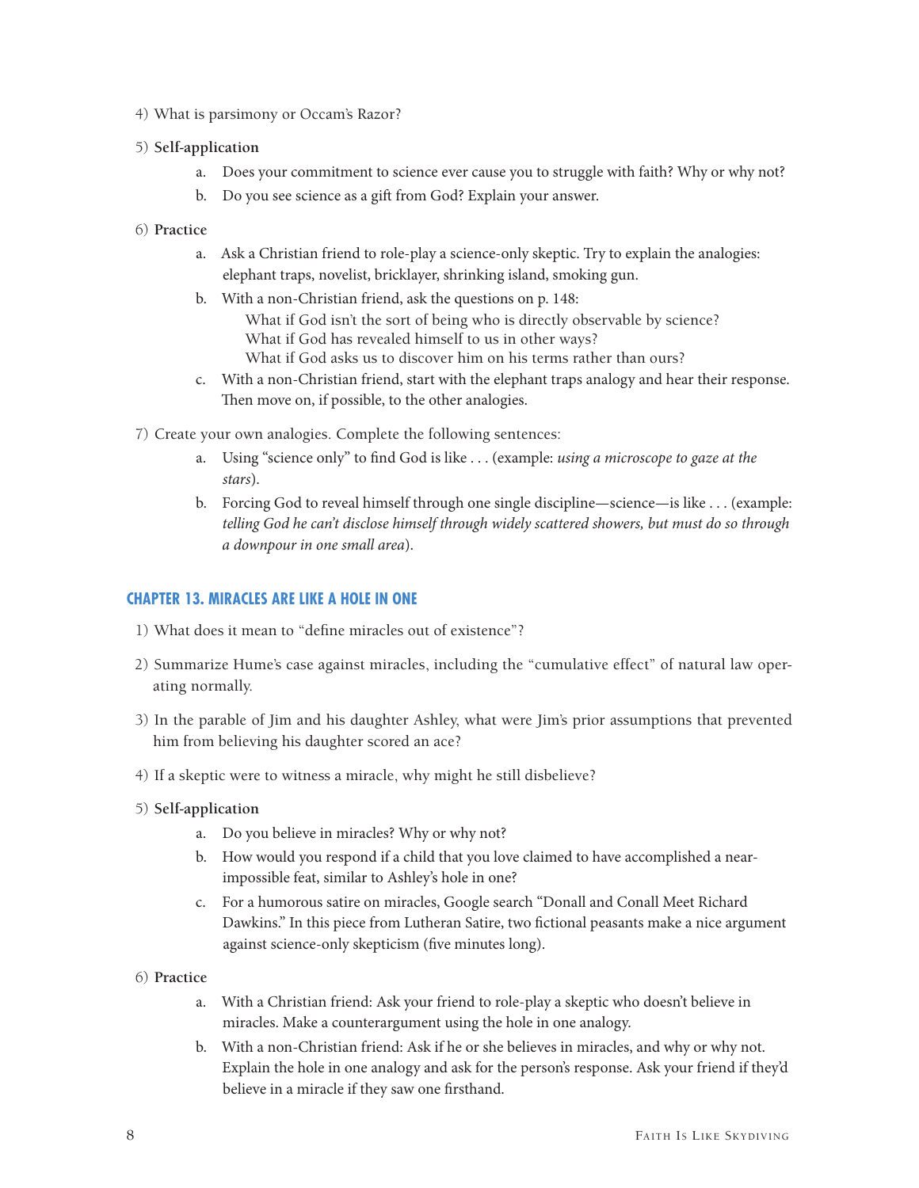4) What is parsimony or Occam's Razor?

5) **Self-application**

   a. Does your commitment to science ever cause you to struggle with faith? Why or why not?

   b. Do you see science as a gift from God? Explain your answer.

6) **Practice**

   a. Ask a Christian friend to role-play a science-only skeptic. Try to explain the analogies: elephant traps, novelist, bricklayer, shrinking island, smoking gun.

   b. With a non-Christian friend, ask the questions on p. 148:

      What if God isn't the sort of being who is directly observable by science?
      What if God has revealed himself to us in other ways?
      What if God asks us to discover him on his terms rather than ours?

   c. With a non-Christian friend, start with the elephant traps analogy and hear their response. Then move on, if possible, to the other analogies.

7) Create your own analogies. Complete the following sentences:

   a. Using "science only" to find God is like . . . (example: *using a microscope to gaze at the stars*).

   b. Forcing God to reveal himself through one single discipline—science—is like . . . (example: *telling God he can't disclose himself through widely scattered showers, but must do so through a downpour in one small area*).

## CHAPTER 13. MIRACLES ARE LIKE A HOLE IN ONE

1) What does it mean to "define miracles out of existence"?

2) Summarize Hume's case against miracles, including the "cumulative effect" of natural law operating normally.

3) In the parable of Jim and his daughter Ashley, what were Jim's prior assumptions that prevented him from believing his daughter scored an ace?

4) If a skeptic were to witness a miracle, why might he still disbelieve?

5) **Self-application**

   a. Do you believe in miracles? Why or why not?

   b. How would you respond if a child that you love claimed to have accomplished a near-impossible feat, similar to Ashley's hole in one?

   c. For a humorous satire on miracles, Google search "Donall and Conall Meet Richard Dawkins." In this piece from Lutheran Satire, two fictional peasants make a nice argument against science-only skepticism (five minutes long).

6) **Practice**

   a. With a Christian friend: Ask your friend to role-play a skeptic who doesn't believe in miracles. Make a counterargument using the hole in one analogy.

   b. With a non-Christian friend: Ask if he or she believes in miracles, and why or why not. Explain the hole in one analogy and ask for the person's response. Ask your friend if they'd believe in a miracle if they saw one firsthand.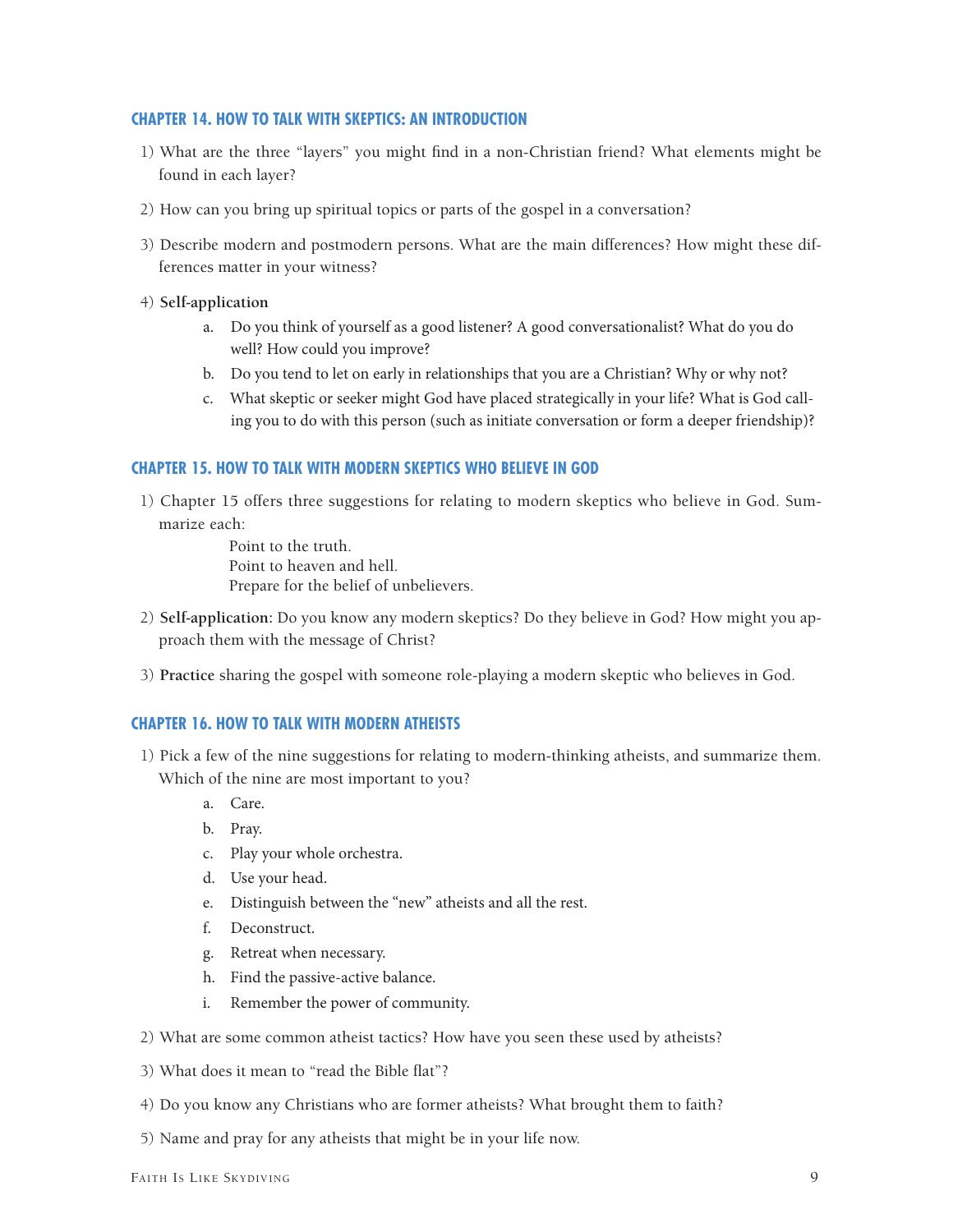### CHAPTER 14. HOW TO TALK WITH SKEPTICS: AN INTRODUCTION

1) What are the three "layers" you might find in a non-Christian friend? What elements might be found in each layer?

2) How can you bring up spiritual topics or parts of the gospel in a conversation?

3) Describe modern and postmodern persons. What are the main differences? How might these differences matter in your witness?

4) **Self-application**
   a. Do you think of yourself as a good listener? A good conversationalist? What do you do well? How could you improve?
   b. Do you tend to let on early in relationships that you are a Christian? Why or why not?
   c. What skeptic or seeker might God have placed strategically in your life? What is God calling you to do with this person (such as initiate conversation or form a deeper friendship)?

### CHAPTER 15. HOW TO TALK WITH MODERN SKEPTICS WHO BELIEVE IN GOD

1) Chapter 15 offers three suggestions for relating to modern skeptics who believe in God. Summarize each:

   Point to the truth.
   Point to heaven and hell.
   Prepare for the belief of unbelievers.

2) **Self-application:** Do you know any modern skeptics? Do they believe in God? How might you approach them with the message of Christ?

3) **Practice** sharing the gospel with someone role-playing a modern skeptic who believes in God.

### CHAPTER 16. HOW TO TALK WITH MODERN ATHEISTS

1) Pick a few of the nine suggestions for relating to modern-thinking atheists, and summarize them. Which of the nine are most important to you?
   a. Care.
   b. Pray.
   c. Play your whole orchestra.
   d. Use your head.
   e. Distinguish between the "new" atheists and all the rest.
   f. Deconstruct.
   g. Retreat when necessary.
   h. Find the passive-active balance.
   i. Remember the power of community.

2) What are some common atheist tactics? How have you seen these used by atheists?

3) What does it mean to "read the Bible flat"?

4) Do you know any Christians who are former atheists? What brought them to faith?

5) Name and pray for any atheists that might be in your life now.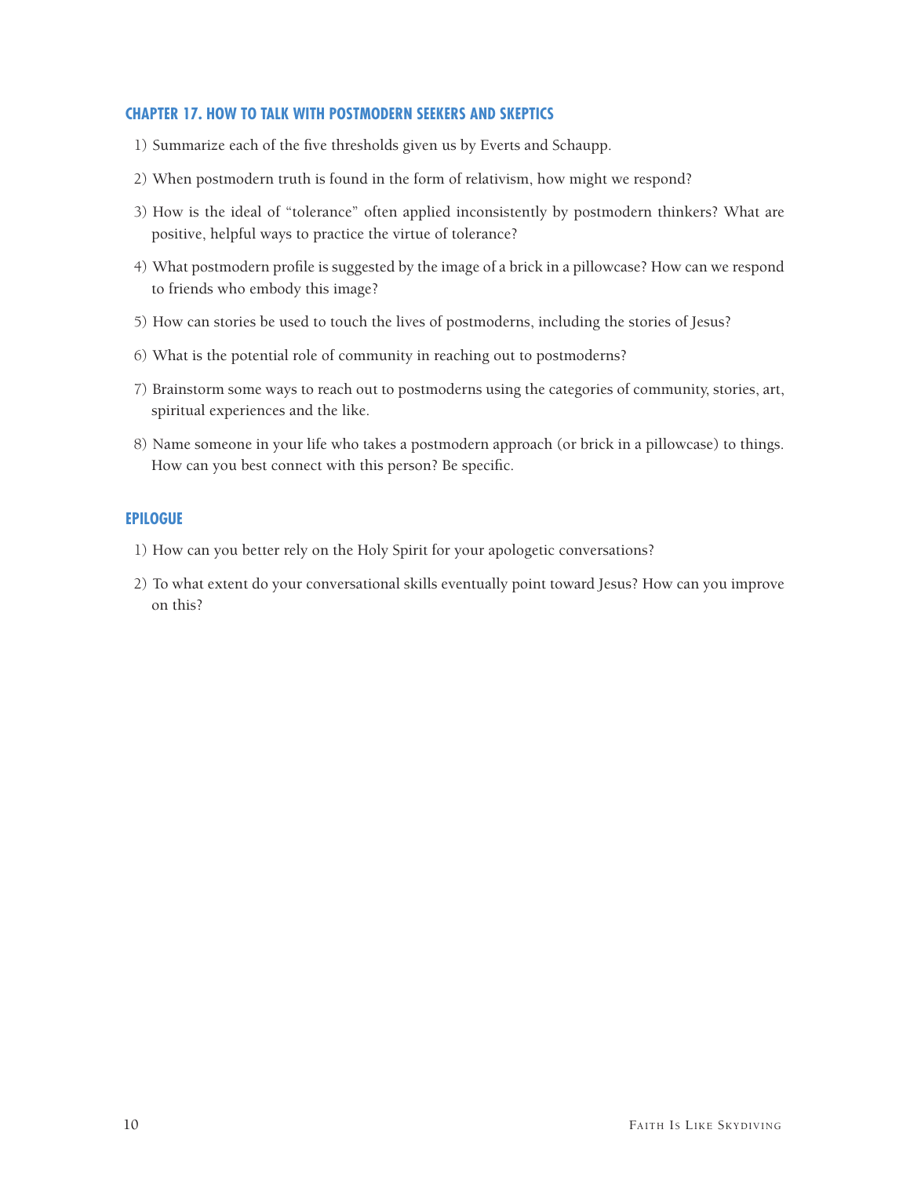## CHAPTER 17. HOW TO TALK WITH POSTMODERN SEEKERS AND SKEPTICS

1) Summarize each of the five thresholds given us by Everts and Schaupp.

2) When postmodern truth is found in the form of relativism, how might we respond?

3) How is the ideal of "tolerance" often applied inconsistently by postmodern thinkers? What are positive, helpful ways to practice the virtue of tolerance?

4) What postmodern profile is suggested by the image of a brick in a pillowcase? How can we respond to friends who embody this image?

5) How can stories be used to touch the lives of postmoderns, including the stories of Jesus?

6) What is the potential role of community in reaching out to postmoderns?

7) Brainstorm some ways to reach out to postmoderns using the categories of community, stories, art, spiritual experiences and the like.

8) Name someone in your life who takes a postmodern approach (or brick in a pillowcase) to things. How can you best connect with this person? Be specific.

## EPILOGUE

1) How can you better rely on the Holy Spirit for your apologetic conversations?

2) To what extent do your conversational skills eventually point toward Jesus? How can you improve on this?